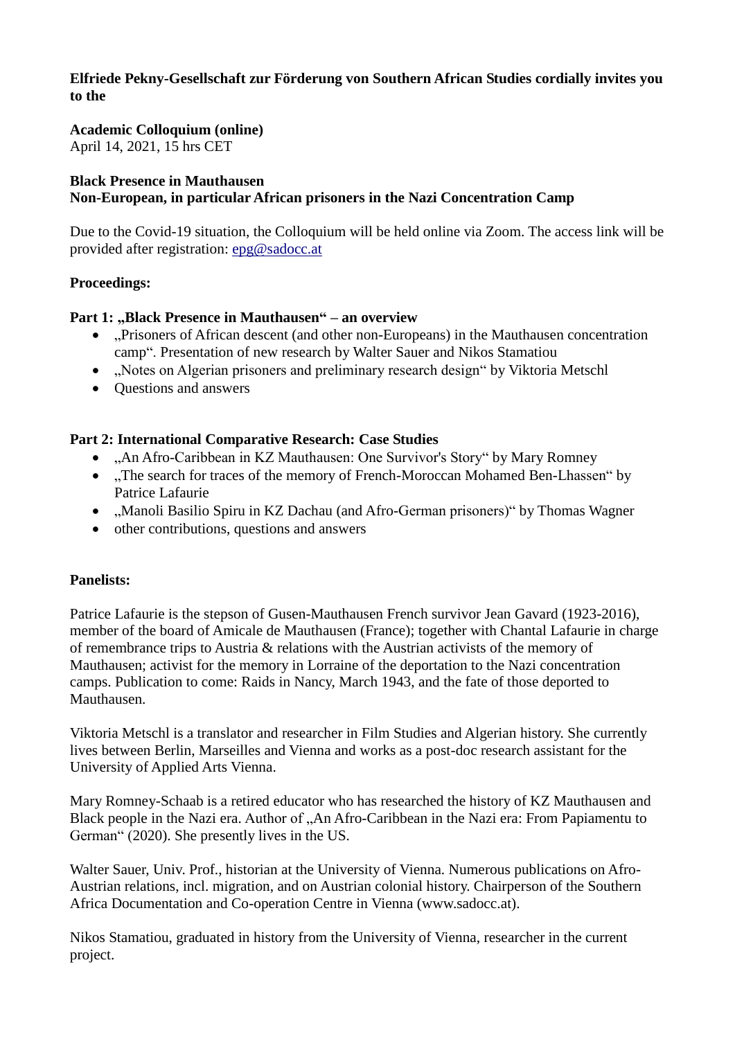**Elfriede Pekny-Gesellschaft zur Förderung von Southern African Studies cordially invites you to the**

**Academic Colloquium (online)**
April 14, 2021, 15 hrs CET

**Black Presence in Mauthausen**
**Non-European, in particular African prisoners in the Nazi Concentration Camp**

Due to the Covid-19 situation, the Colloquium will be held online via Zoom. The access link will be provided after registration: epg@sadocc.at

**Proceedings:**

**Part 1: „Black Presence in Mauthausen" – an overview**

- „Prisoners of African descent (and other non-Europeans) in the Mauthausen concentration camp". Presentation of new research by Walter Sauer and Nikos Stamatiou
- „Notes on Algerian prisoners and preliminary research design" by Viktoria Metschl
- Questions and answers

**Part 2: International Comparative Research: Case Studies**

- „An Afro-Caribbean in KZ Mauthausen: One Survivor's Story" by Mary Romney
- „The search for traces of the memory of French-Moroccan Mohamed Ben-Lhassen" by Patrice Lafaurie
- „Manoli Basilio Spiru in KZ Dachau (and Afro-German prisoners)" by Thomas Wagner
- other contributions, questions and answers

**Panelists:**

Patrice Lafaurie is the stepson of Gusen-Mauthausen French survivor Jean Gavard (1923-2016), member of the board of Amicale de Mauthausen (France); together with Chantal Lafaurie in charge of remembrance trips to Austria & relations with the Austrian activists of the memory of Mauthausen; activist for the memory in Lorraine of the deportation to the Nazi concentration camps. Publication to come: Raids in Nancy, March 1943, and the fate of those deported to Mauthausen.

Viktoria Metschl is a translator and researcher in Film Studies and Algerian history. She currently lives between Berlin, Marseilles and Vienna and works as a post-doc research assistant for the University of Applied Arts Vienna.

Mary Romney-Schaab is a retired educator who has researched the history of KZ Mauthausen and Black people in the Nazi era. Author of „An Afro-Caribbean in the Nazi era: From Papiamentu to German" (2020). She presently lives in the US.

Walter Sauer, Univ. Prof., historian at the University of Vienna. Numerous publications on Afro-Austrian relations, incl. migration, and on Austrian colonial history. Chairperson of the Southern Africa Documentation and Co-operation Centre in Vienna (www.sadocc.at).

Nikos Stamatiou, graduated in history from the University of Vienna, researcher in the current project.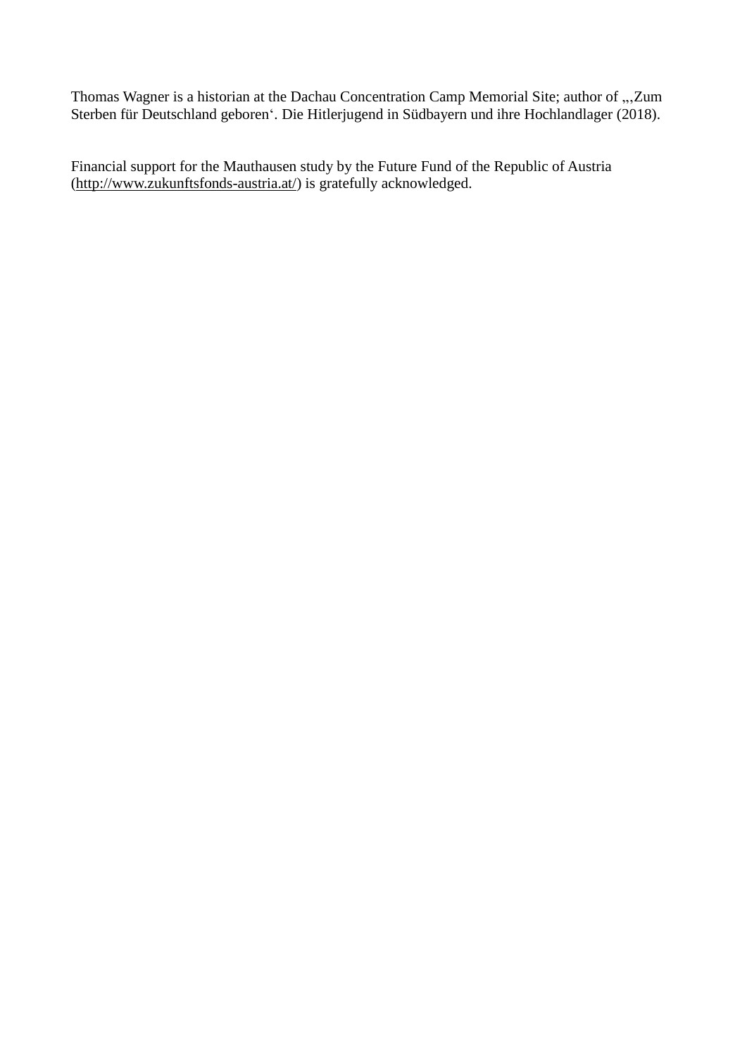Thomas Wagner is a historian at the Dachau Concentration Camp Memorial Site; author of „'Zum Sterben für Deutschland geboren'. Die Hitlerjugend in Südbayern und ihre Hochlandlager (2018).

Financial support for the Mauthausen study by the Future Fund of the Republic of Austria (http://www.zukunftsfonds-austria.at/) is gratefully acknowledged.